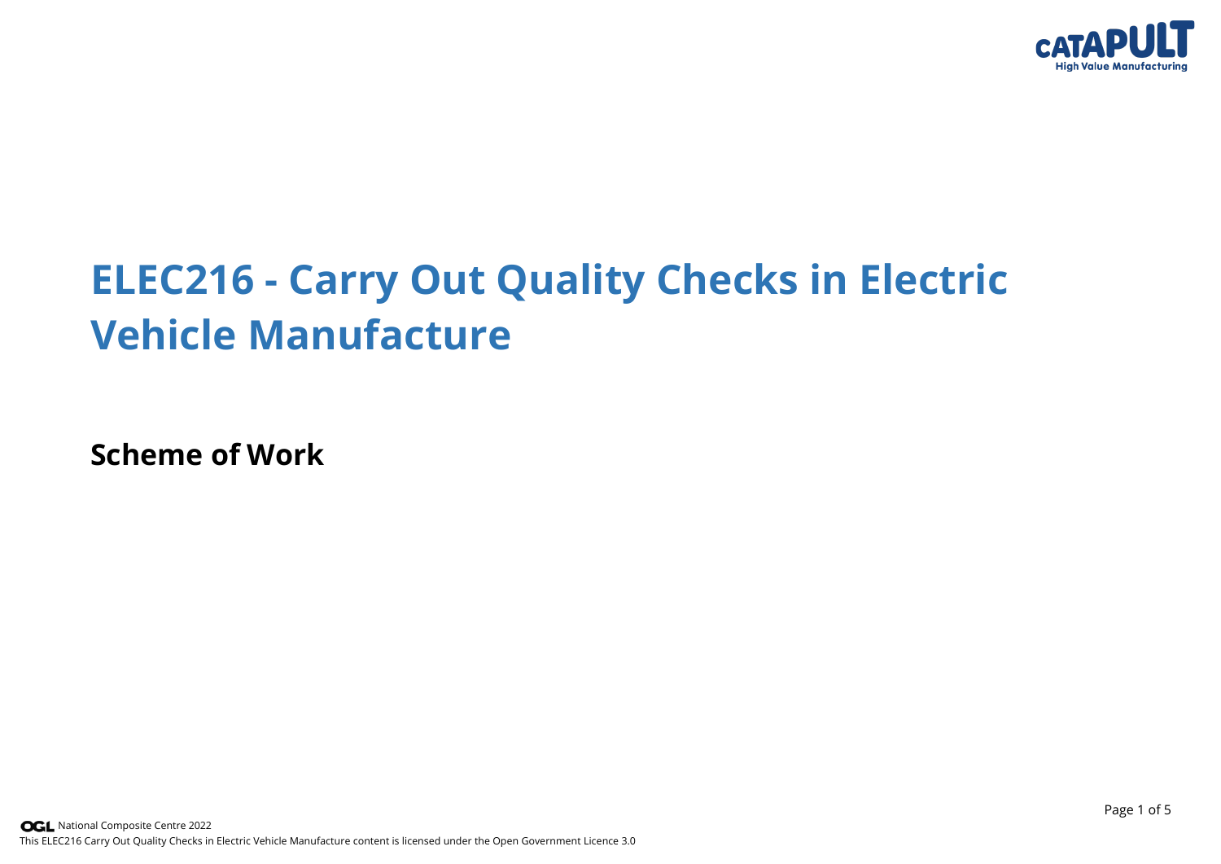# ELEC216 - Carry Out Quality Checks in Electric Vehicle Manufacture

## Scheme of Work

National Composite Centre 2022
This ELEC216 Carry Out Quality Checks in Electric Vehicle Manufacture content is licensed under the Open Government Licence 3.0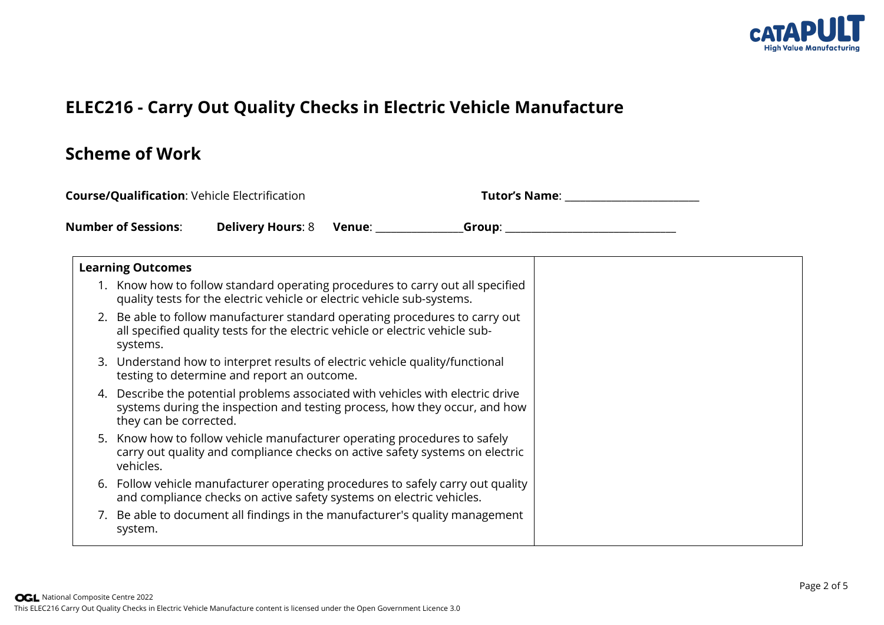# ELEC216 - Carry Out Quality Checks in Electric Vehicle Manufacture

## Scheme of Work

**Course/Qualification**: Vehicle Electrification **Tutor's Name**: ________________________

**Number of Sessions**: **Delivery Hours**: 8 **Venue**: ________________ **Group**: ______________________________

| **Learning Outcomes** | |
|---|---|
| 1. Know how to follow standard operating procedures to carry out all specified quality tests for the electric vehicle or electric vehicle sub-systems.<br>2. Be able to follow manufacturer standard operating procedures to carry out all specified quality tests for the electric vehicle or electric vehicle sub-systems.<br>3. Understand how to interpret results of electric vehicle quality/functional testing to determine and report an outcome.<br>4. Describe the potential problems associated with vehicles with electric drive systems during the inspection and testing process, how they occur, and how they can be corrected.<br>5. Know how to follow vehicle manufacturer operating procedures to safely carry out quality and compliance checks on active safety systems on electric vehicles.<br>6. Follow vehicle manufacturer operating procedures to safely carry out quality and compliance checks on active safety systems on electric vehicles.<br>7. Be able to document all findings in the manufacturer's quality management system. | |

National Composite Centre 2022
This ELEC216 Carry Out Quality Checks in Electric Vehicle Manufacture content is licensed under the Open Government Licence 3.0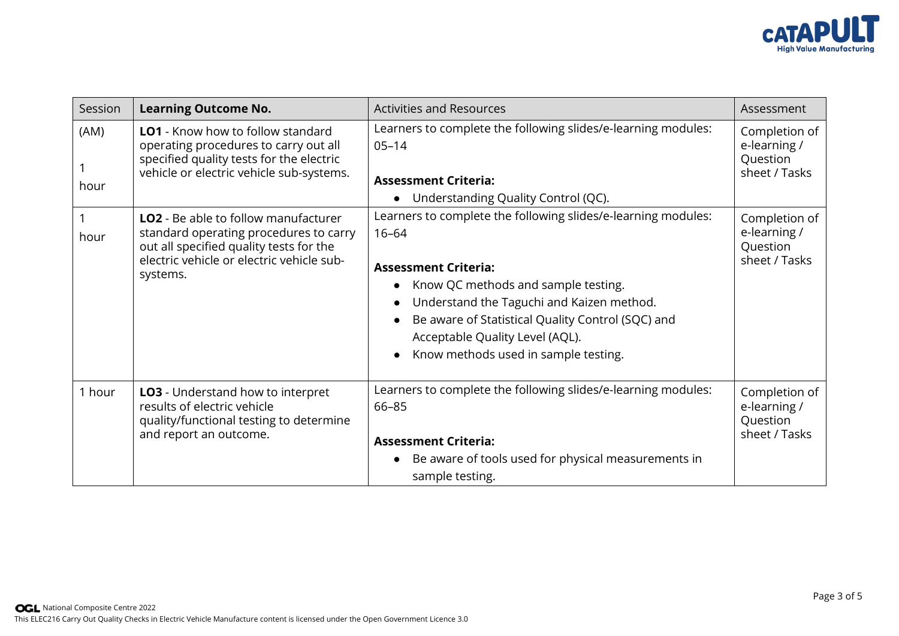| Session | **Learning Outcome No.** | Activities and Resources | Assessment |
|---|---|---|---|
| (AM)<br><br>1 hour | **LO1** - Know how to follow standard operating procedures to carry out all specified quality tests for the electric vehicle or electric vehicle sub-systems. | Learners to complete the following slides/e-learning modules: 05–14<br><br>**Assessment Criteria:**<br>• Understanding Quality Control (QC). | Completion of e-learning / Question sheet / Tasks |
| 1 hour | **LO2** - Be able to follow manufacturer standard operating procedures to carry out all specified quality tests for the electric vehicle or electric vehicle sub-systems. | Learners to complete the following slides/e-learning modules: 16–64<br><br>**Assessment Criteria:**<br>• Know QC methods and sample testing.<br>• Understand the Taguchi and Kaizen method.<br>• Be aware of Statistical Quality Control (SQC) and Acceptable Quality Level (AQL).<br>• Know methods used in sample testing. | Completion of e-learning / Question sheet / Tasks |
| 1 hour | **LO3** - Understand how to interpret results of electric vehicle quality/functional testing to determine and report an outcome. | Learners to complete the following slides/e-learning modules: 66–85<br><br>**Assessment Criteria:**<br>• Be aware of tools used for physical measurements in sample testing. | Completion of e-learning / Question sheet / Tasks |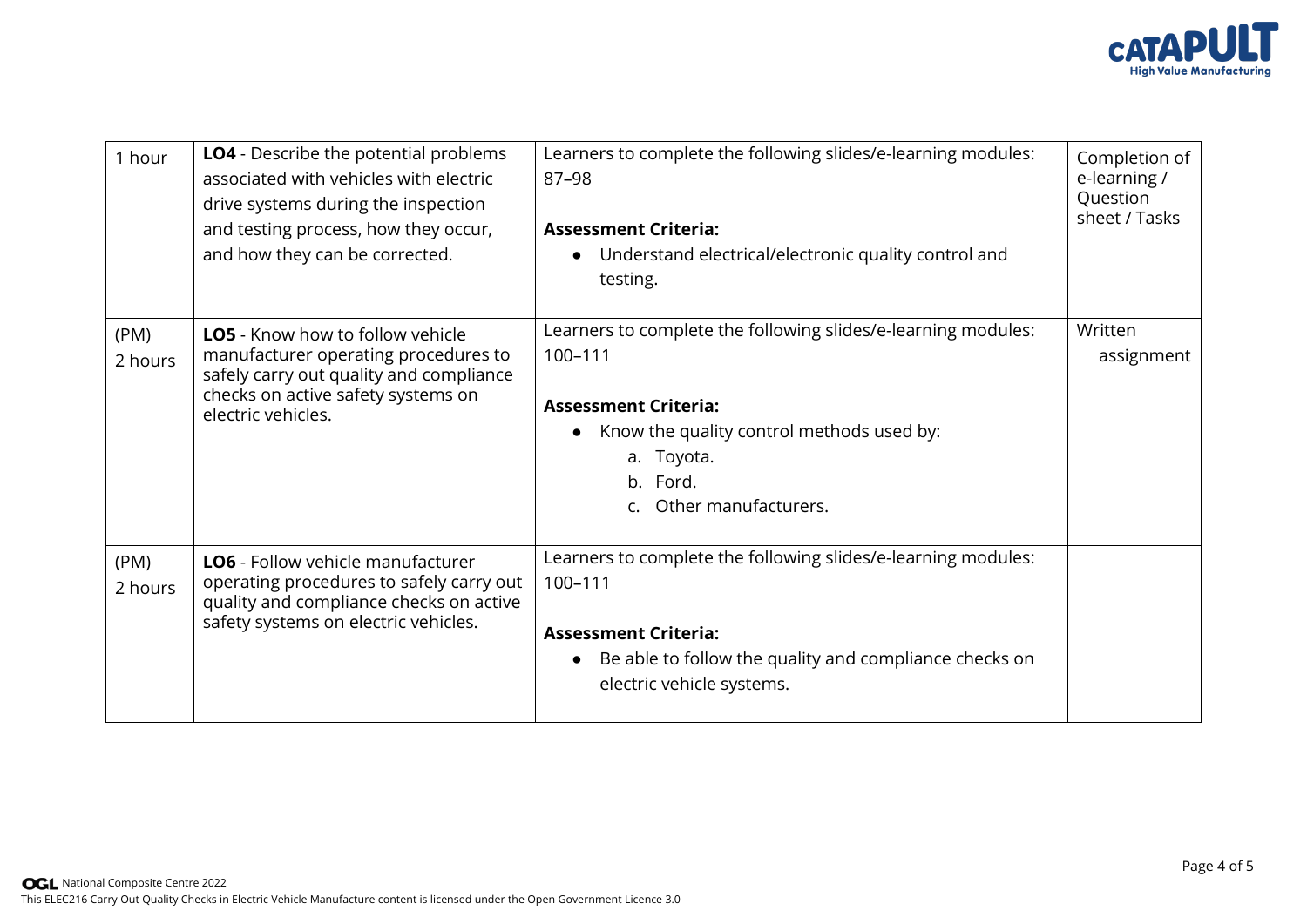| | | | |
|---|---|---|---|
| 1 hour | **LO4** - Describe the potential problems associated with vehicles with electric drive systems during the inspection and testing process, how they occur, and how they can be corrected. | Learners to complete the following slides/e-learning modules: 87–98<br><br>**Assessment Criteria:**<br>• Understand electrical/electronic quality control and testing. | Completion of e-learning / Question sheet / Tasks |
| (PM)<br>2 hours | **LO5** - Know how to follow vehicle manufacturer operating procedures to safely carry out quality and compliance checks on active safety systems on electric vehicles. | Learners to complete the following slides/e-learning modules: 100–111<br><br>**Assessment Criteria:**<br>• Know the quality control methods used by:<br>a. Toyota.<br>b. Ford.<br>c. Other manufacturers. | Written assignment |
| (PM)<br>2 hours | **LO6** - Follow vehicle manufacturer operating procedures to safely carry out quality and compliance checks on active safety systems on electric vehicles. | Learners to complete the following slides/e-learning modules: 100–111<br><br>**Assessment Criteria:**<br>• Be able to follow the quality and compliance checks on electric vehicle systems. | |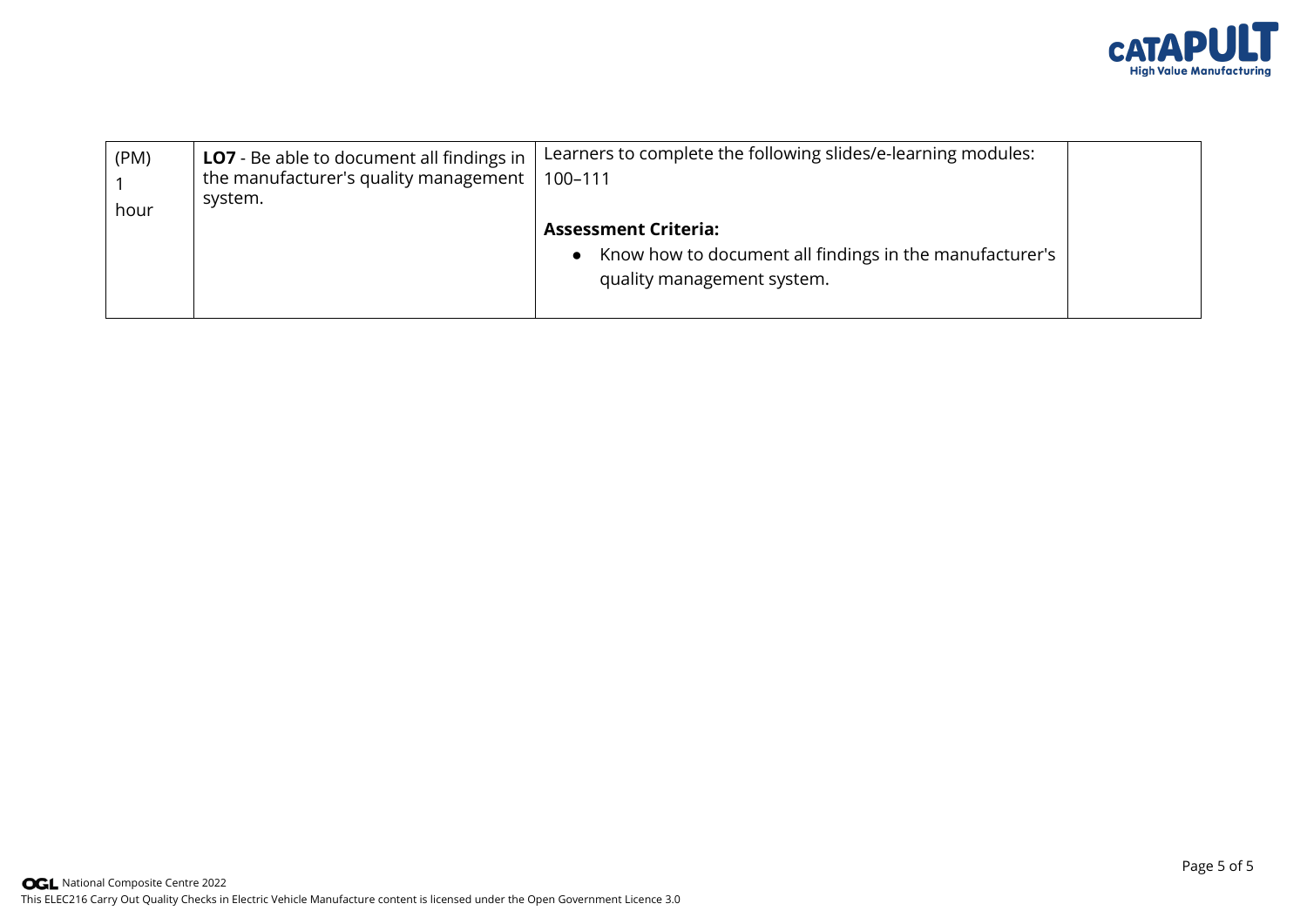| | | | |
|---|---|---|---|
| (PM)<br>1<br>hour | **LO7** - Be able to document all findings in the manufacturer's quality management system. | Learners to complete the following slides/e-learning modules: 100–111<br><br>**Assessment Criteria:**<br>• Know how to document all findings in the manufacturer's quality management system. | |

OGL National Composite Centre 2022
This ELEC216 Carry Out Quality Checks in Electric Vehicle Manufacture content is licensed under the Open Government Licence 3.0